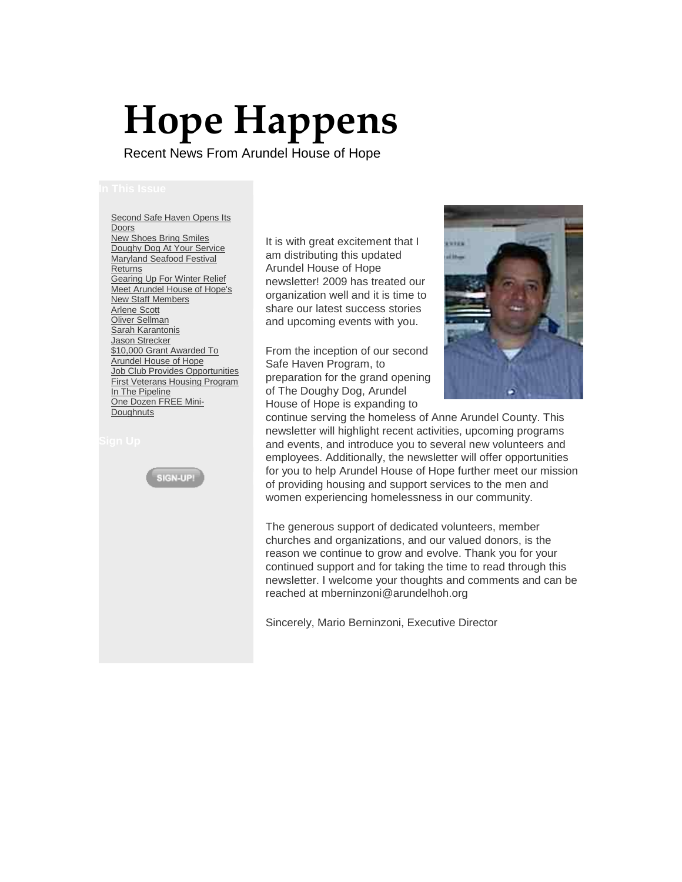# Hope Happens

Recent News From Arundel House of Hope

**In This Issue**

- Second Safe Haven Opens Its Doors
- New Shoes Bring Smiles
- Doughy Dog At Your Service
- Maryland Seafood Festival Returns
- Gearing Up For Winter Relief
- Meet Arundel House of Hope's New Staff Members
- Arlene Scott
- Oliver Sellman
- Sarah Karantonis
- Jason Strecker
- $10,000 Grant Awarded To Arundel House of Hope
- Job Club Provides Opportunities
- First Veterans Housing Program In The Pipeline
- One Dozen FREE Mini-Doughnuts

**Sign Up**

SIGN-UP!

It is with great excitement that I am distributing this updated Arundel House of Hope newsletter! 2009 has treated our organization well and it is time to share our latest success stories and upcoming events with you.

From the inception of our second Safe Haven Program, to preparation for the grand opening of The Doughy Dog, Arundel House of Hope is expanding to continue serving the homeless of Anne Arundel County. This newsletter will highlight recent activities, upcoming programs and events, and introduce you to several new volunteers and employees. Additionally, the newsletter will offer opportunities for you to help Arundel House of Hope further meet our mission of providing housing and support services to the men and women experiencing homelessness in our community.

The generous support of dedicated volunteers, member churches and organizations, and our valued donors, is the reason we continue to grow and evolve. Thank you for your continued support and for taking the time to read through this newsletter. I welcome your thoughts and comments and can be reached at mberninzoni@arundelhoh.org

Sincerely, Mario Berninzoni, Executive Director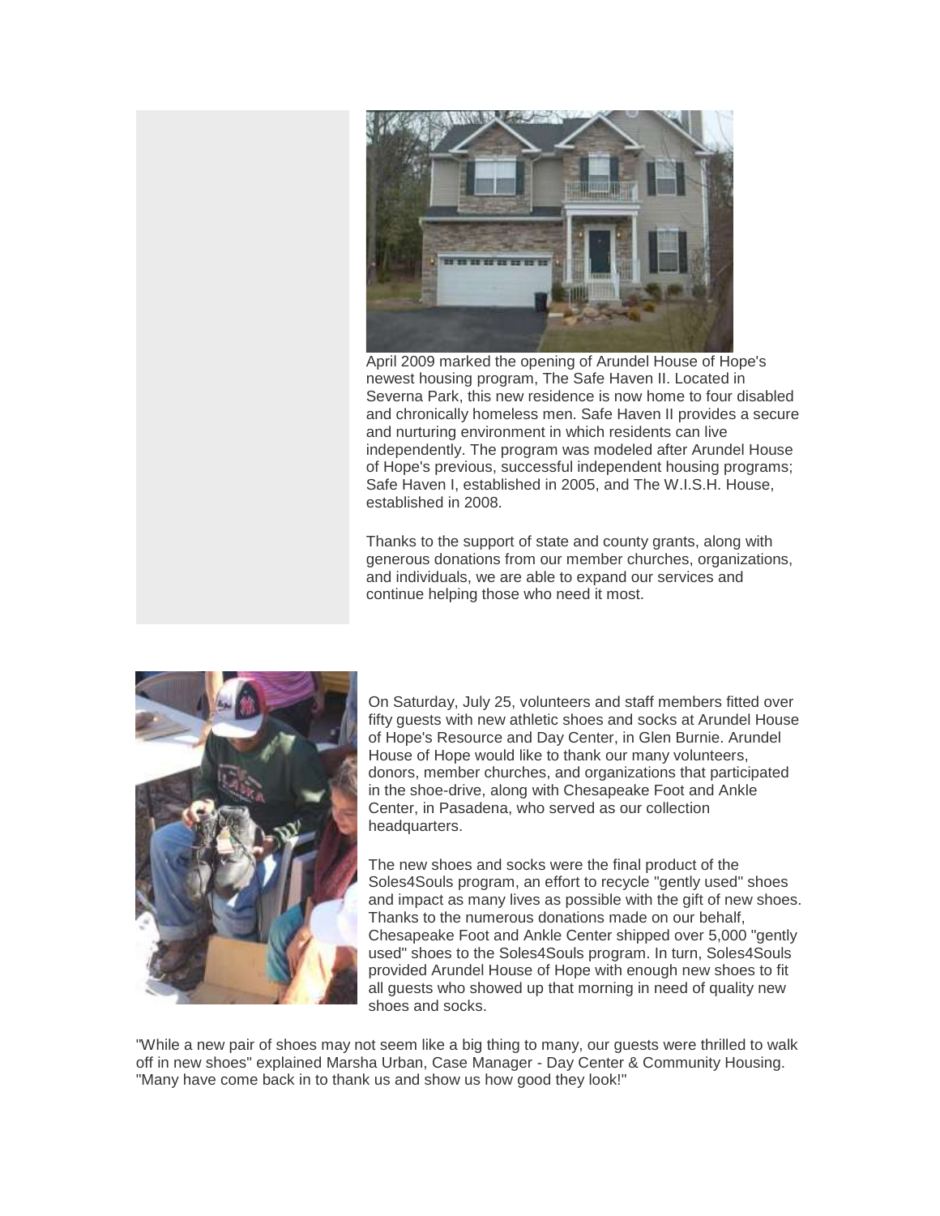April 2009 marked the opening of Arundel House of Hope's newest housing program, The Safe Haven II. Located in Severna Park, this new residence is now home to four disabled and chronically homeless men. Safe Haven II provides a secure and nurturing environment in which residents can live independently. The program was modeled after Arundel House of Hope's previous, successful independent housing programs; Safe Haven I, established in 2005, and The W.I.S.H. House, established in 2008.

Thanks to the support of state and county grants, along with generous donations from our member churches, organizations, and individuals, we are able to expand our services and continue helping those who need it most.

On Saturday, July 25, volunteers and staff members fitted over fifty guests with new athletic shoes and socks at Arundel House of Hope's Resource and Day Center, in Glen Burnie. Arundel House of Hope would like to thank our many volunteers, donors, member churches, and organizations that participated in the shoe-drive, along with Chesapeake Foot and Ankle Center, in Pasadena, who served as our collection headquarters.

The new shoes and socks were the final product of the Soles4Souls program, an effort to recycle "gently used" shoes and impact as many lives as possible with the gift of new shoes. Thanks to the numerous donations made on our behalf, Chesapeake Foot and Ankle Center shipped over 5,000 "gently used" shoes to the Soles4Souls program. In turn, Soles4Souls provided Arundel House of Hope with enough new shoes to fit all guests who showed up that morning in need of quality new shoes and socks.

"While a new pair of shoes may not seem like a big thing to many, our guests were thrilled to walk off in new shoes" explained Marsha Urban, Case Manager - Day Center & Community Housing. "Many have come back in to thank us and show us how good they look!"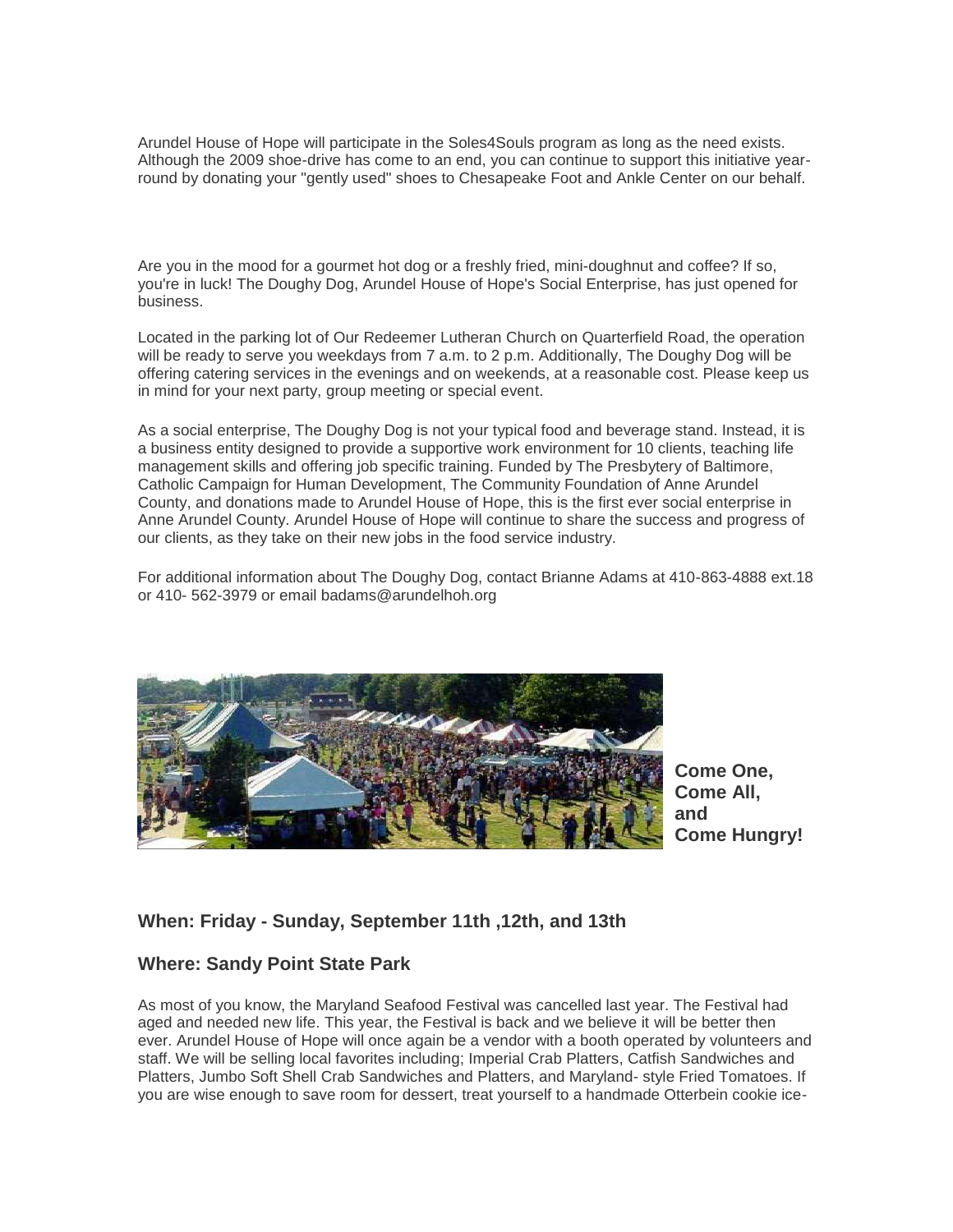Arundel House of Hope will participate in the Soles4Souls program as long as the need exists. Although the 2009 shoe-drive has come to an end, you can continue to support this initiative year-round by donating your "gently used" shoes to Chesapeake Foot and Ankle Center on our behalf.

Are you in the mood for a gourmet hot dog or a freshly fried, mini-doughnut and coffee? If so, you're in luck! The Doughy Dog, Arundel House of Hope's Social Enterprise, has just opened for business.

Located in the parking lot of Our Redeemer Lutheran Church on Quarterfield Road, the operation will be ready to serve you weekdays from 7 a.m. to 2 p.m. Additionally, The Doughy Dog will be offering catering services in the evenings and on weekends, at a reasonable cost. Please keep us in mind for your next party, group meeting or special event.

As a social enterprise, The Doughy Dog is not your typical food and beverage stand. Instead, it is a business entity designed to provide a supportive work environment for 10 clients, teaching life management skills and offering job specific training. Funded by The Presbytery of Baltimore, Catholic Campaign for Human Development, The Community Foundation of Anne Arundel County, and donations made to Arundel House of Hope, this is the first ever social enterprise in Anne Arundel County. Arundel House of Hope will continue to share the success and progress of our clients, as they take on their new jobs in the food service industry.

For additional information about The Doughy Dog, contact Brianne Adams at 410-863-4888 ext.18 or 410- 562-3979 or email badams@arundelhoh.org

**Come One, Come All, and Come Hungry!**

### When: Friday - Sunday, September 11th ,12th, and 13th

### Where: Sandy Point State Park

As most of you know, the Maryland Seafood Festival was cancelled last year. The Festival had aged and needed new life. This year, the Festival is back and we believe it will be better then ever. Arundel House of Hope will once again be a vendor with a booth operated by volunteers and staff. We will be selling local favorites including; Imperial Crab Platters, Catfish Sandwiches and Platters, Jumbo Soft Shell Crab Sandwiches and Platters, and Maryland- style Fried Tomatoes. If you are wise enough to save room for dessert, treat yourself to a handmade Otterbein cookie ice-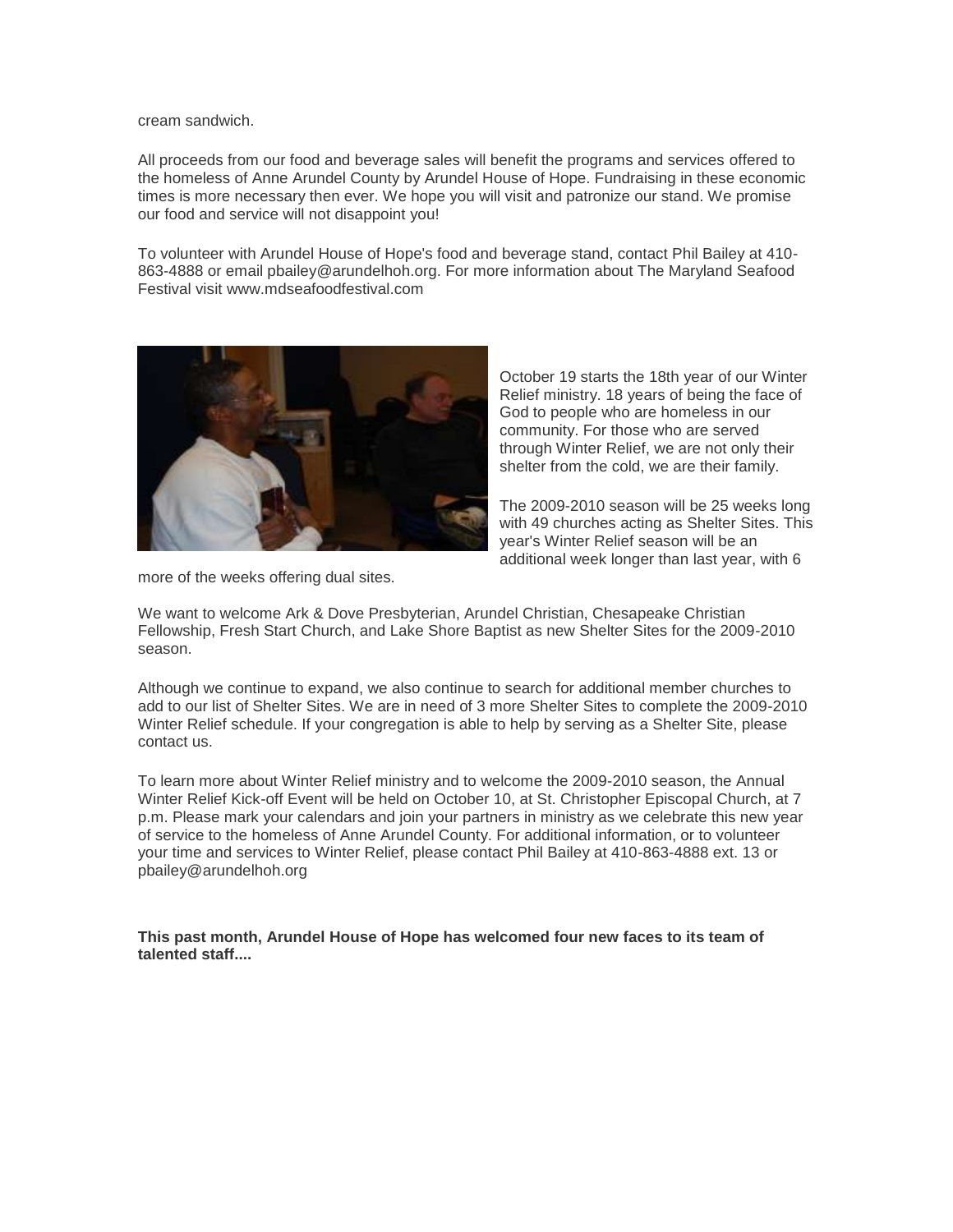cream sandwich.

All proceeds from our food and beverage sales will benefit the programs and services offered to the homeless of Anne Arundel County by Arundel House of Hope. Fundraising in these economic times is more necessary then ever. We hope you will visit and patronize our stand. We promise our food and service will not disappoint you!

To volunteer with Arundel House of Hope's food and beverage stand, contact Phil Bailey at 410-863-4888 or email pbailey@arundelhoh.org. For more information about The Maryland Seafood Festival visit www.mdseafoodfestival.com

October 19 starts the 18th year of our Winter Relief ministry. 18 years of being the face of God to people who are homeless in our community. For those who are served through Winter Relief, we are not only their shelter from the cold, we are their family.

The 2009-2010 season will be 25 weeks long with 49 churches acting as Shelter Sites. This year's Winter Relief season will be an additional week longer than last year, with 6 more of the weeks offering dual sites.

We want to welcome Ark & Dove Presbyterian, Arundel Christian, Chesapeake Christian Fellowship, Fresh Start Church, and Lake Shore Baptist as new Shelter Sites for the 2009-2010 season.

Although we continue to expand, we also continue to search for additional member churches to add to our list of Shelter Sites. We are in need of 3 more Shelter Sites to complete the 2009-2010 Winter Relief schedule. If your congregation is able to help by serving as a Shelter Site, please contact us.

To learn more about Winter Relief ministry and to welcome the 2009-2010 season, the Annual Winter Relief Kick-off Event will be held on October 10, at St. Christopher Episcopal Church, at 7 p.m. Please mark your calendars and join your partners in ministry as we celebrate this new year of service to the homeless of Anne Arundel County. For additional information, or to volunteer your time and services to Winter Relief, please contact Phil Bailey at 410-863-4888 ext. 13 or pbailey@arundelhoh.org

**This past month, Arundel House of Hope has welcomed four new faces to its team of talented staff....**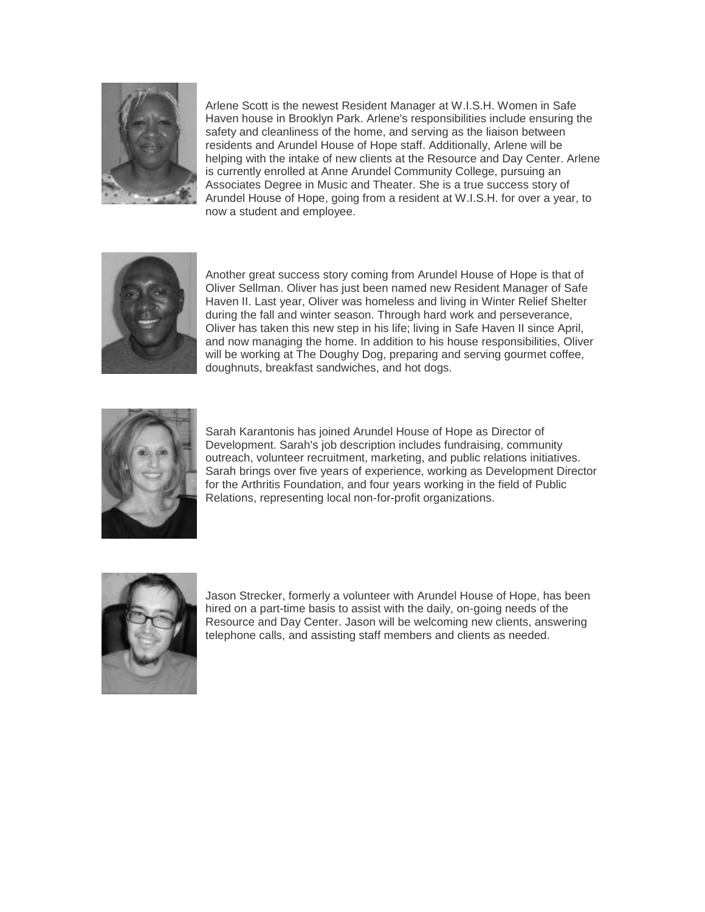Arlene Scott is the newest Resident Manager at W.I.S.H. Women in Safe Haven house in Brooklyn Park. Arlene's responsibilities include ensuring the safety and cleanliness of the home, and serving as the liaison between residents and Arundel House of Hope staff. Additionally, Arlene will be helping with the intake of new clients at the Resource and Day Center. Arlene is currently enrolled at Anne Arundel Community College, pursuing an Associates Degree in Music and Theater. She is a true success story of Arundel House of Hope, going from a resident at W.I.S.H. for over a year, to now a student and employee.

Another great success story coming from Arundel House of Hope is that of Oliver Sellman. Oliver has just been named new Resident Manager of Safe Haven II. Last year, Oliver was homeless and living in Winter Relief Shelter during the fall and winter season. Through hard work and perseverance, Oliver has taken this new step in his life; living in Safe Haven II since April, and now managing the home. In addition to his house responsibilities, Oliver will be working at The Doughy Dog, preparing and serving gourmet coffee, doughnuts, breakfast sandwiches, and hot dogs.

Sarah Karantonis has joined Arundel House of Hope as Director of Development. Sarah's job description includes fundraising, community outreach, volunteer recruitment, marketing, and public relations initiatives. Sarah brings over five years of experience, working as Development Director for the Arthritis Foundation, and four years working in the field of Public Relations, representing local non-for-profit organizations.

Jason Strecker, formerly a volunteer with Arundel House of Hope, has been hired on a part-time basis to assist with the daily, on-going needs of the Resource and Day Center. Jason will be welcoming new clients, answering telephone calls, and assisting staff members and clients as needed.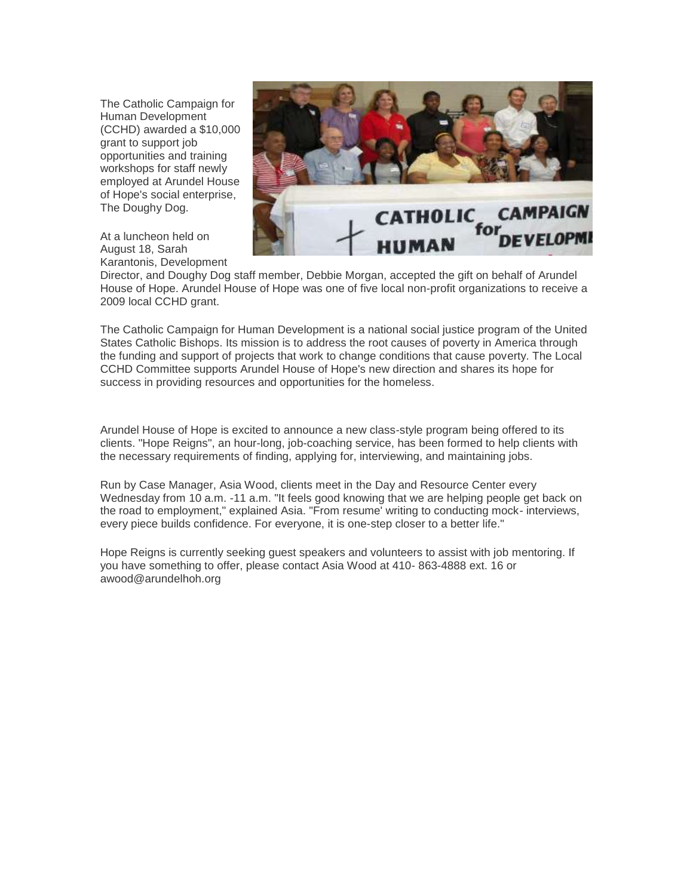The Catholic Campaign for Human Development (CCHD) awarded a $10,000 grant to support job opportunities and training workshops for staff newly employed at Arundel House of Hope's social enterprise, The Doughy Dog.

At a luncheon held on August 18, Sarah Karantonis, Development Director, and Doughy Dog staff member, Debbie Morgan, accepted the gift on behalf of Arundel House of Hope. Arundel House of Hope was one of five local non-profit organizations to receive a 2009 local CCHD grant.

The Catholic Campaign for Human Development is a national social justice program of the United States Catholic Bishops. Its mission is to address the root causes of poverty in America through the funding and support of projects that work to change conditions that cause poverty. The Local CCHD Committee supports Arundel House of Hope's new direction and shares its hope for success in providing resources and opportunities for the homeless.

Arundel House of Hope is excited to announce a new class-style program being offered to its clients. "Hope Reigns", an hour-long, job-coaching service, has been formed to help clients with the necessary requirements of finding, applying for, interviewing, and maintaining jobs.

Run by Case Manager, Asia Wood, clients meet in the Day and Resource Center every Wednesday from 10 a.m. -11 a.m. "It feels good knowing that we are helping people get back on the road to employment," explained Asia. "From resume' writing to conducting mock- interviews, every piece builds confidence. For everyone, it is one-step closer to a better life."

Hope Reigns is currently seeking guest speakers and volunteers to assist with job mentoring. If you have something to offer, please contact Asia Wood at 410- 863-4888 ext. 16 or awood@arundelhoh.org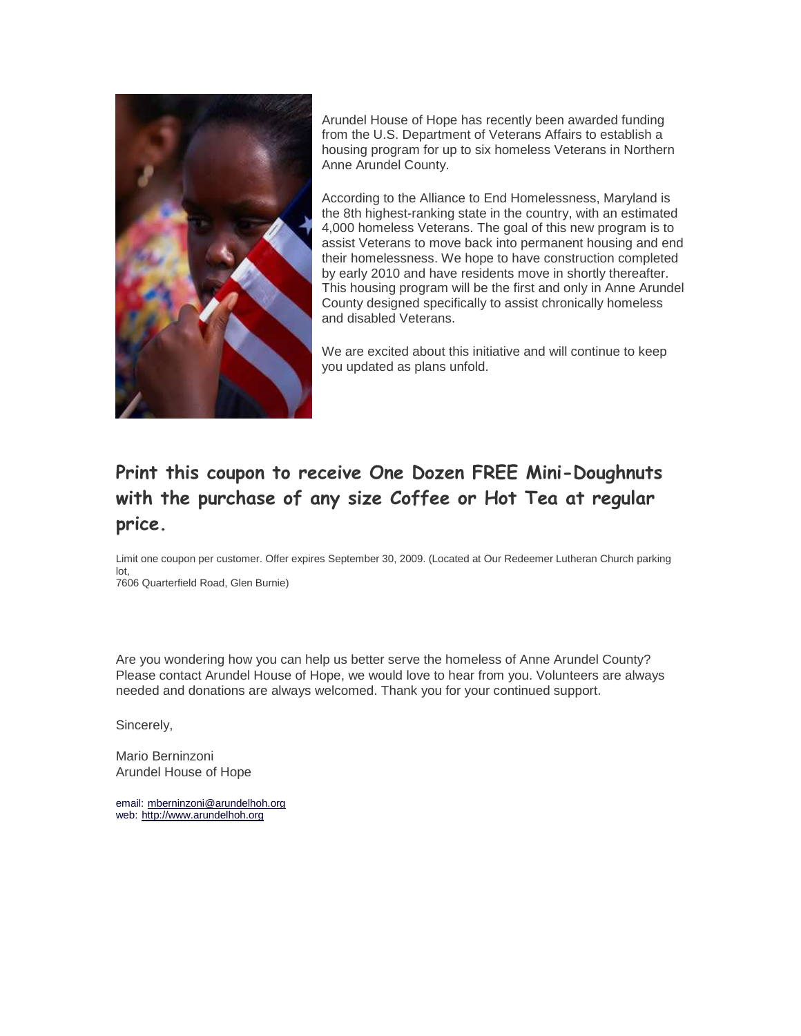Arundel House of Hope has recently been awarded funding from the U.S. Department of Veterans Affairs to establish a housing program for up to six homeless Veterans in Northern Anne Arundel County.

According to the Alliance to End Homelessness, Maryland is the 8th highest-ranking state in the country, with an estimated 4,000 homeless Veterans. The goal of this new program is to assist Veterans to move back into permanent housing and end their homelessness. We hope to have construction completed by early 2010 and have residents move in shortly thereafter. This housing program will be the first and only in Anne Arundel County designed specifically to assist chronically homeless and disabled Veterans.

We are excited about this initiative and will continue to keep you updated as plans unfold.

**Print this coupon to receive One Dozen FREE Mini-Doughnuts with the purchase of any size Coffee or Hot Tea at regular price.**

Limit one coupon per customer. Offer expires September 30, 2009. (Located at Our Redeemer Lutheran Church parking lot,
7606 Quarterfield Road, Glen Burnie)

Are you wondering how you can help us better serve the homeless of Anne Arundel County? Please contact Arundel House of Hope, we would love to hear from you. Volunteers are always needed and donations are always welcomed. Thank you for your continued support.

Sincerely,

Mario Berninzoni
Arundel House of Hope

email: mberninzoni@arundelhoh.org
web: http://www.arundelhoh.org